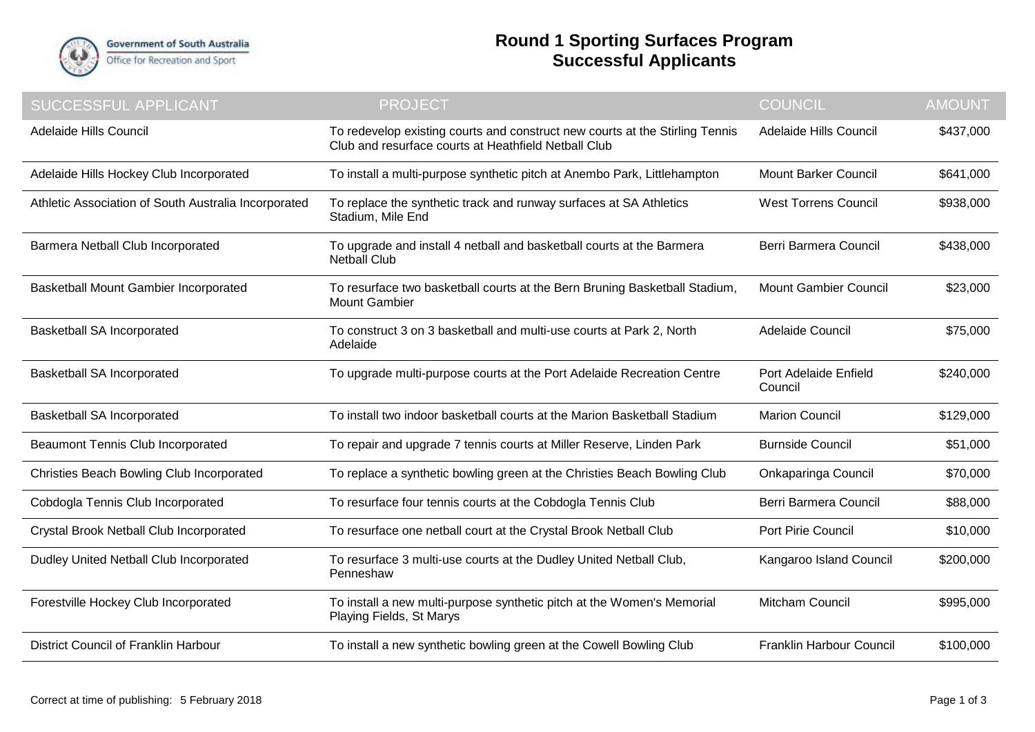Government of South Australia
Office for Recreation and Sport

# Round 1 Sporting Surfaces Program
## Successful Applicants

| SUCCESSFUL APPLICANT | PROJECT | COUNCIL | AMOUNT |
|---|---|---|---|
| Adelaide Hills Council | To redevelop existing courts and construct new courts at the Stirling Tennis Club and resurface courts at Heathfield Netball Club | Adelaide Hills Council | $437,000 |
| Adelaide Hills Hockey Club Incorporated | To install a multi-purpose synthetic pitch at Anembo Park, Littlehampton | Mount Barker Council | $641,000 |
| Athletic Association of South Australia Incorporated | To replace the synthetic track and runway surfaces at SA Athletics Stadium, Mile End | West Torrens Council | $938,000 |
| Barmera Netball Club Incorporated | To upgrade and install 4 netball and basketball courts at the Barmera Netball Club | Berri Barmera Council | $438,000 |
| Basketball Mount Gambier Incorporated | To resurface two basketball courts at the Bern Bruning Basketball Stadium, Mount Gambier | Mount Gambier Council | $23,000 |
| Basketball SA Incorporated | To construct 3 on 3 basketball and multi-use courts at Park 2, North Adelaide | Adelaide Council | $75,000 |
| Basketball SA Incorporated | To upgrade multi-purpose courts at the Port Adelaide Recreation Centre | Port Adelaide Enfield Council | $240,000 |
| Basketball SA Incorporated | To install two indoor basketball courts at the Marion Basketball Stadium | Marion Council | $129,000 |
| Beaumont Tennis Club Incorporated | To repair and upgrade 7 tennis courts at Miller Reserve, Linden Park | Burnside Council | $51,000 |
| Christies Beach Bowling Club Incorporated | To replace a synthetic bowling green at the Christies Beach Bowling Club | Onkaparinga Council | $70,000 |
| Cobdogla Tennis Club Incorporated | To resurface four tennis courts at the Cobdogla Tennis Club | Berri Barmera Council | $88,000 |
| Crystal Brook Netball Club Incorporated | To resurface one netball court at the Crystal Brook Netball Club | Port Pirie Council | $10,000 |
| Dudley United Netball Club Incorporated | To resurface 3 multi-use courts at the Dudley United Netball Club, Penneshaw | Kangaroo Island Council | $200,000 |
| Forestville Hockey Club Incorporated | To install a new multi-purpose synthetic pitch at the Women's Memorial Playing Fields, St Marys | Mitcham Council | $995,000 |
| District Council of Franklin Harbour | To install a new synthetic bowling green at the Cowell Bowling Club | Franklin Harbour Council | $100,000 |

Correct at time of publishing: 5 February 2018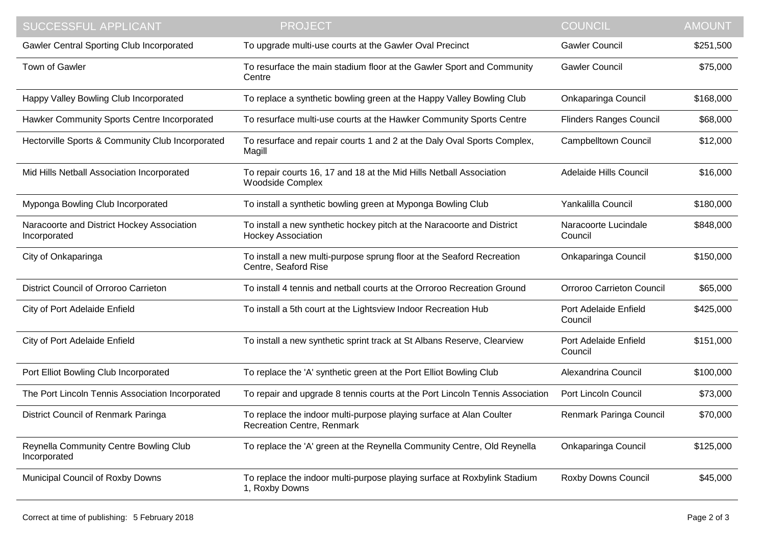| SUCCESSFUL APPLICANT | PROJECT | COUNCIL | AMOUNT |
| --- | --- | --- | --- |
| Gawler Central Sporting Club Incorporated | To upgrade multi-use courts at the Gawler Oval Precinct | Gawler Council | $251,500 |
| Town of Gawler | To resurface the main stadium floor at the Gawler Sport and Community Centre | Gawler Council | $75,000 |
| Happy Valley Bowling Club Incorporated | To replace a synthetic bowling green at the Happy Valley Bowling Club | Onkaparinga Council | $168,000 |
| Hawker Community Sports Centre Incorporated | To resurface multi-use courts at the Hawker Community Sports Centre | Flinders Ranges Council | $68,000 |
| Hectorville Sports & Community Club Incorporated | To resurface and repair courts 1 and 2 at the Daly Oval Sports Complex, Magill | Campbelltown Council | $12,000 |
| Mid Hills Netball Association Incorporated | To repair courts 16, 17 and 18 at the Mid Hills Netball Association Woodside Complex | Adelaide Hills Council | $16,000 |
| Myponga Bowling Club Incorporated | To install a synthetic bowling green at Myponga Bowling Club | Yankalilla Council | $180,000 |
| Naracoorte and District Hockey Association Incorporated | To install a new synthetic hockey pitch at the Naracoorte and District Hockey Association | Naracoorte Lucindale Council | $848,000 |
| City of Onkaparinga | To install a new multi-purpose sprung floor at the Seaford Recreation Centre, Seaford Rise | Onkaparinga Council | $150,000 |
| District Council of Orroroo Carrieton | To install 4 tennis and netball courts at the Orroroo Recreation Ground | Orroroo Carrieton Council | $65,000 |
| City of Port Adelaide Enfield | To install a 5th court at the Lightsview Indoor Recreation Hub | Port Adelaide Enfield Council | $425,000 |
| City of Port Adelaide Enfield | To install a new synthetic sprint track at St Albans Reserve, Clearview | Port Adelaide Enfield Council | $151,000 |
| Port Elliot Bowling Club Incorporated | To replace the 'A' synthetic green at the Port Elliot Bowling Club | Alexandrina Council | $100,000 |
| The Port Lincoln Tennis Association Incorporated | To repair and upgrade 8 tennis courts at the Port Lincoln Tennis Association | Port Lincoln Council | $73,000 |
| District Council of Renmark Paringa | To replace the indoor multi-purpose playing surface at Alan Coulter Recreation Centre, Renmark | Renmark Paringa Council | $70,000 |
| Reynella Community Centre Bowling Club Incorporated | To replace the 'A' green at the Reynella Community Centre, Old Reynella | Onkaparinga Council | $125,000 |
| Municipal Council of Roxby Downs | To replace the indoor multi-purpose playing surface at Roxbylink Stadium 1, Roxby Downs | Roxby Downs Council | $45,000 |

Correct at time of publishing: 5 February 2018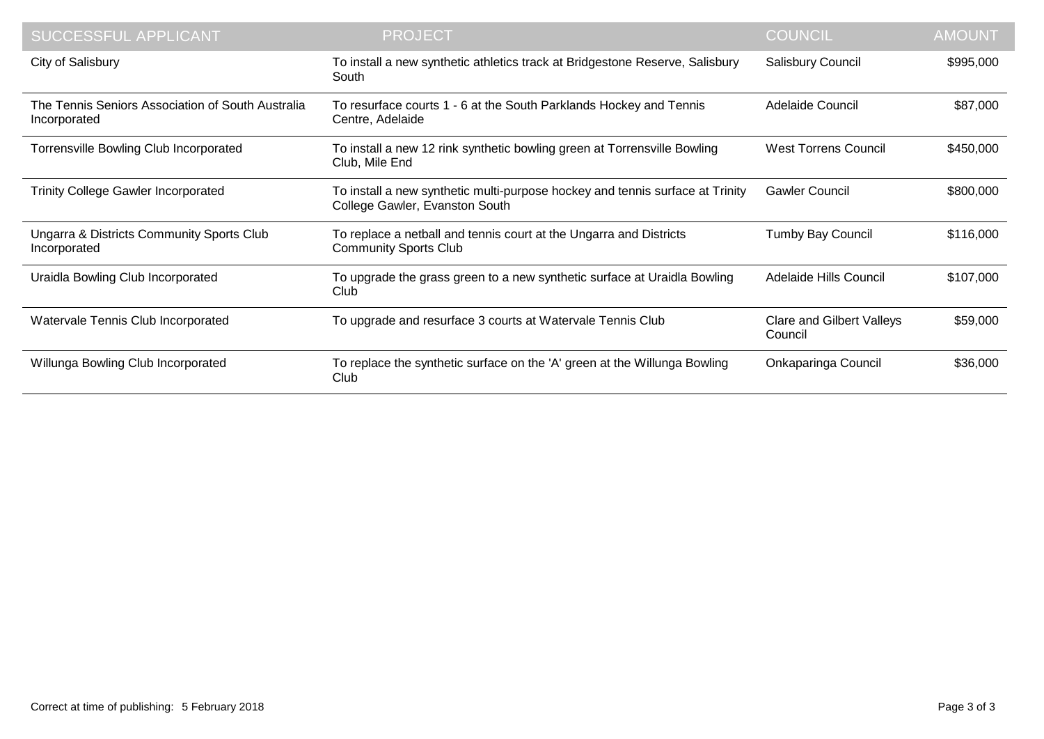| SUCCESSFUL APPLICANT | PROJECT | COUNCIL | AMOUNT |
|---|---|---|---|
| City of Salisbury | To install a new synthetic athletics track at Bridgestone Reserve, Salisbury South | Salisbury Council | $995,000 |
| The Tennis Seniors Association of South Australia Incorporated | To resurface courts 1 - 6 at the South Parklands Hockey and Tennis Centre, Adelaide | Adelaide Council | $87,000 |
| Torrensville Bowling Club Incorporated | To install a new 12 rink synthetic bowling green at Torrensville Bowling Club, Mile End | West Torrens Council | $450,000 |
| Trinity College Gawler Incorporated | To install a new synthetic multi-purpose hockey and tennis surface at Trinity College Gawler, Evanston South | Gawler Council | $800,000 |
| Ungarra & Districts Community Sports Club Incorporated | To replace a netball and tennis court at the Ungarra and Districts Community Sports Club | Tumby Bay Council | $116,000 |
| Uraidla Bowling Club Incorporated | To upgrade the grass green to a new synthetic surface at Uraidla Bowling Club | Adelaide Hills Council | $107,000 |
| Watervale Tennis Club Incorporated | To upgrade and resurface 3 courts at Watervale Tennis Club | Clare and Gilbert Valleys Council | $59,000 |
| Willunga Bowling Club Incorporated | To replace the synthetic surface on the 'A' green at the Willunga Bowling Club | Onkaparinga Council | $36,000 |

Correct at time of publishing: 5 February 2018